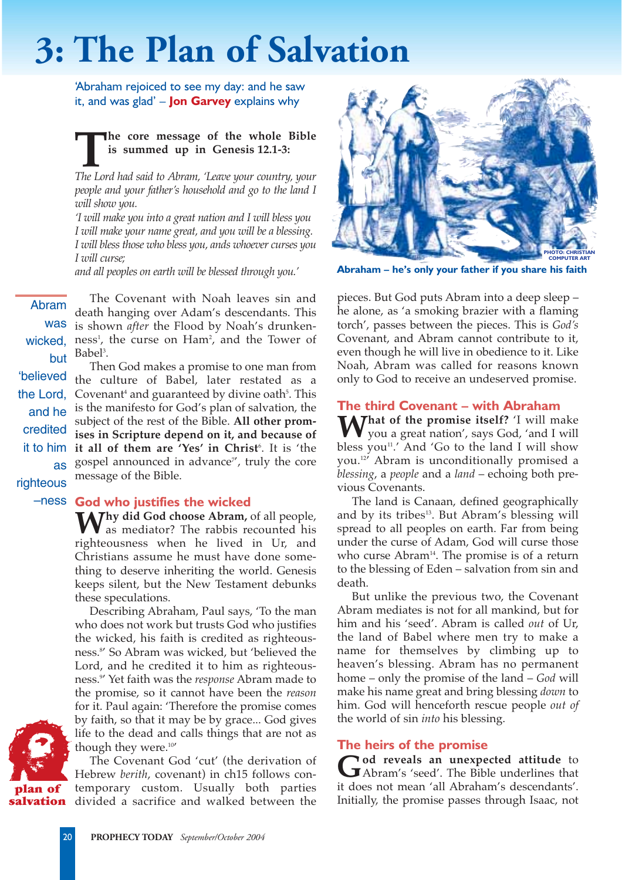# 3: The Plan of Salvation

'Abraham rejoiced to see my day: and he saw it, and was glad' – **Jon Garvey** explains why

**The core message of the whole Bible is summed up in Genesis 12.1-3:**

*The Lord had said to Abram, 'Leave your country, your people and your father's household and go to the land I will show you.*
*'I will make you into a great nation and I will bless you*
*I will make your name great, and you will be a blessing.*
*I will bless those who bless you, ands whoever curses you I will curse;*
*and all peoples on earth will be blessed through you.'*

Abraham – he's only your father if you share his faith

PHOTO: CHRISTIAN COMPUTER ART

Abram was wicked, but 'believed the Lord, and he credited it to him as righteous–ness

The Covenant with Noah leaves sin and death hanging over Adam's descendants. This is shown *after* the Flood by Noah's drunkenness[1], the curse on Ham[2], and the Tower of Babel[3].

Then God makes a promise to one man from the culture of Babel, later restated as a Covenant[4] and guaranteed by divine oath[5]. This is the manifesto for God's plan of salvation, the subject of the rest of the Bible. **All other promises in Scripture depend on it, and because of it all of them are 'Yes' in Christ**[6]. It is 'the gospel announced in advance[7]', truly the core message of the Bible.

## God who justifies the wicked

**Why did God choose Abram,** of all people, as mediator? The rabbis recounted his righteousness when he lived in Ur, and Christians assume he must have done something to deserve inheriting the world. Genesis keeps silent, but the New Testament debunks these speculations.

Describing Abraham, Paul says, 'To the man who does not work but trusts God who justifies the wicked, his faith is credited as righteousness.[8]' So Abram was wicked, but 'believed the Lord, and he credited it to him as righteousness.[9]' Yet faith was the *response* Abram made to the promise, so it cannot have been the *reason* for it. Paul again: 'Therefore the promise comes by faith, so that it may be by grace... God gives life to the dead and calls things that are not as though they were.[10]'

The Covenant God 'cut' (the derivation of Hebrew *berith*, covenant) in ch15 follows contemporary custom. Usually both parties divided a sacrifice and walked between the pieces. But God puts Abram into a deep sleep – he alone, as 'a smoking brazier with a flaming torch', passes between the pieces. This is *God's* Covenant, and Abram cannot contribute to it, even though he will live in obedience to it. Like Noah, Abram was called for reasons known only to God to receive an undeserved promise.

plan of salvation

## The third Covenant – with Abraham

**What of the promise itself?** 'I will make you a great nation', says God, 'and I will bless you[11].' And 'Go to the land I will show you.[12]' Abram is unconditionally promised a *blessing*, a *people* and a *land* – echoing both previous Covenants.

The land is Canaan, defined geographically and by its tribes[13]. But Abram's blessing will spread to all peoples on earth. Far from being under the curse of Adam, God will curse those who curse Abram[14]. The promise is of a return to the blessing of Eden – salvation from sin and death.

But unlike the previous two, the Covenant Abram mediates is not for all mankind, but for him and his 'seed'. Abram is called *out* of Ur, the land of Babel where men try to make a name for themselves by climbing up to heaven's blessing. Abram has no permanent home – only the promise of the land – *God* will make his name great and bring blessing *down* to him. God will henceforth rescue people *out of* the world of sin *into* his blessing.

## The heirs of the promise

**God reveals an unexpected attitude** to Abram's 'seed'. The Bible underlines that it does not mean 'all Abraham's descendants'. Initially, the promise passes through Isaac, not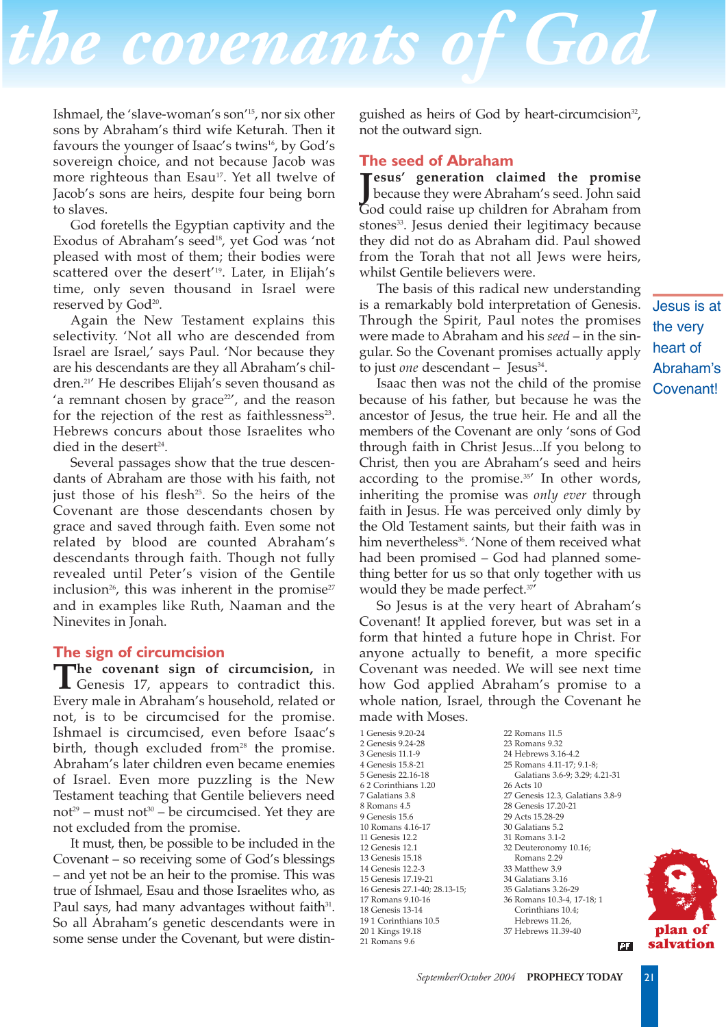# the covenants of God

Ishmael, the 'slave-woman's son'[15], nor six other sons by Abraham's third wife Keturah. Then it favours the younger of Isaac's twins[16], by God's sovereign choice, and not because Jacob was more righteous than Esau[17]. Yet all twelve of Jacob's sons are heirs, despite four being born to slaves.

God foretells the Egyptian captivity and the Exodus of Abraham's seed[18], yet God was 'not pleased with most of them; their bodies were scattered over the desert'[19]. Later, in Elijah's time, only seven thousand in Israel were reserved by God[20].

Again the New Testament explains this selectivity. 'Not all who are descended from Israel are Israel,' says Paul. 'Nor because they are his descendants are they all Abraham's children.[21]' He describes Elijah's seven thousand as 'a remnant chosen by grace[22]', and the reason for the rejection of the rest as faithlessness[23]. Hebrews concurs about those Israelites who died in the desert[24].

Several passages show that the true descendants of Abraham are those with his faith, not just those of his flesh[25]. So the heirs of the Covenant are those descendants chosen by grace and saved through faith. Even some not related by blood are counted Abraham's descendants through faith. Though not fully revealed until Peter's vision of the Gentile inclusion[26], this was inherent in the promise[27] and in examples like Ruth, Naaman and the Ninevites in Jonah.

## The sign of circumcision

**The covenant sign of circumcision,** in Genesis 17, appears to contradict this. Every male in Abraham's household, related or not, is to be circumcised for the promise. Ishmael is circumcised, even before Isaac's birth, though excluded from[28] the promise. Abraham's later children even became enemies of Israel. Even more puzzling is the New Testament teaching that Gentile believers need not[29] – must not[30] – be circumcised. Yet they are not excluded from the promise.

It must, then, be possible to be included in the Covenant – so receiving some of God's blessings – and yet not be an heir to the promise. This was true of Ishmael, Esau and those Israelites who, as Paul says, had many advantages without faith[31]. So all Abraham's genetic descendants were in some sense under the Covenant, but were distinguished as heirs of God by heart-circumcision[32], not the outward sign.

## The seed of Abraham

**Jesus' generation claimed the promise** because they were Abraham's seed. John said God could raise up children for Abraham from stones[33]. Jesus denied their legitimacy because they did not do as Abraham did. Paul showed from the Torah that not all Jews were heirs, whilst Gentile believers were.

The basis of this radical new understanding is a remarkably bold interpretation of Genesis. Through the Spirit, Paul notes the promises were made to Abraham and his *seed* – in the singular. So the Covenant promises actually apply to just *one* descendant – Jesus[34].

Jesus is at the very heart of Abraham's Covenant!

Isaac then was not the child of the promise because of his father, but because he was the ancestor of Jesus, the true heir. He and all the members of the Covenant are only 'sons of God through faith in Christ Jesus...If you belong to Christ, then you are Abraham's seed and heirs according to the promise.[35]' In other words, inheriting the promise was *only ever* through faith in Jesus. He was perceived only dimly by the Old Testament saints, but their faith was in him nevertheless[36]. 'None of them received what had been promised – God had planned something better for us so that only together with us would they be made perfect.[37]'

So Jesus is at the very heart of Abraham's Covenant! It applied forever, but was set in a form that hinted a future hope in Christ. For anyone actually to benefit, a more specific Covenant was needed. We will see next time how God applied Abraham's promise to a whole nation, Israel, through the Covenant he made with Moses.

1 Genesis 9.20-24
2 Genesis 9.24-28
3 Genesis 11.1-9
4 Genesis 15.8-21
5 Genesis 22.16-18
6 2 Corinthians 1.20
7 Galatians 3.8
8 Romans 4.5
9 Genesis 15.6
10 Romans 4.16-17
11 Genesis 12.2
12 Genesis 12.1
13 Genesis 15.18
14 Genesis 12.2-3
15 Genesis 17.19-21
16 Genesis 27.1-40; 28.13-15;
17 Romans 9.10-16
18 Genesis 13-14
19 1 Corinthians 10.5
20 1 Kings 19.18
21 Romans 9.6
22 Romans 11.5
23 Romans 9.32
24 Hebrews 3.16-4.2
25 Romans 4.11-17; 9.1-8; Galatians 3.6-9; 3.29; 4.21-31
26 Acts 10
27 Genesis 12.3, Galatians 3.8-9
28 Genesis 17.20-21
29 Acts 15.28-29
30 Galatians 5.2
31 Romans 3.1-2
32 Deuteronomy 10.16; Romans 2.29
33 Matthew 3.9
34 Galatians 3.16
35 Galatians 3.26-29
36 Romans 10.3-4, 17-18; 1 Corinthians 10.4; Hebrews 11.26,
37 Hebrews 11.39-40

PT

plan of salvation